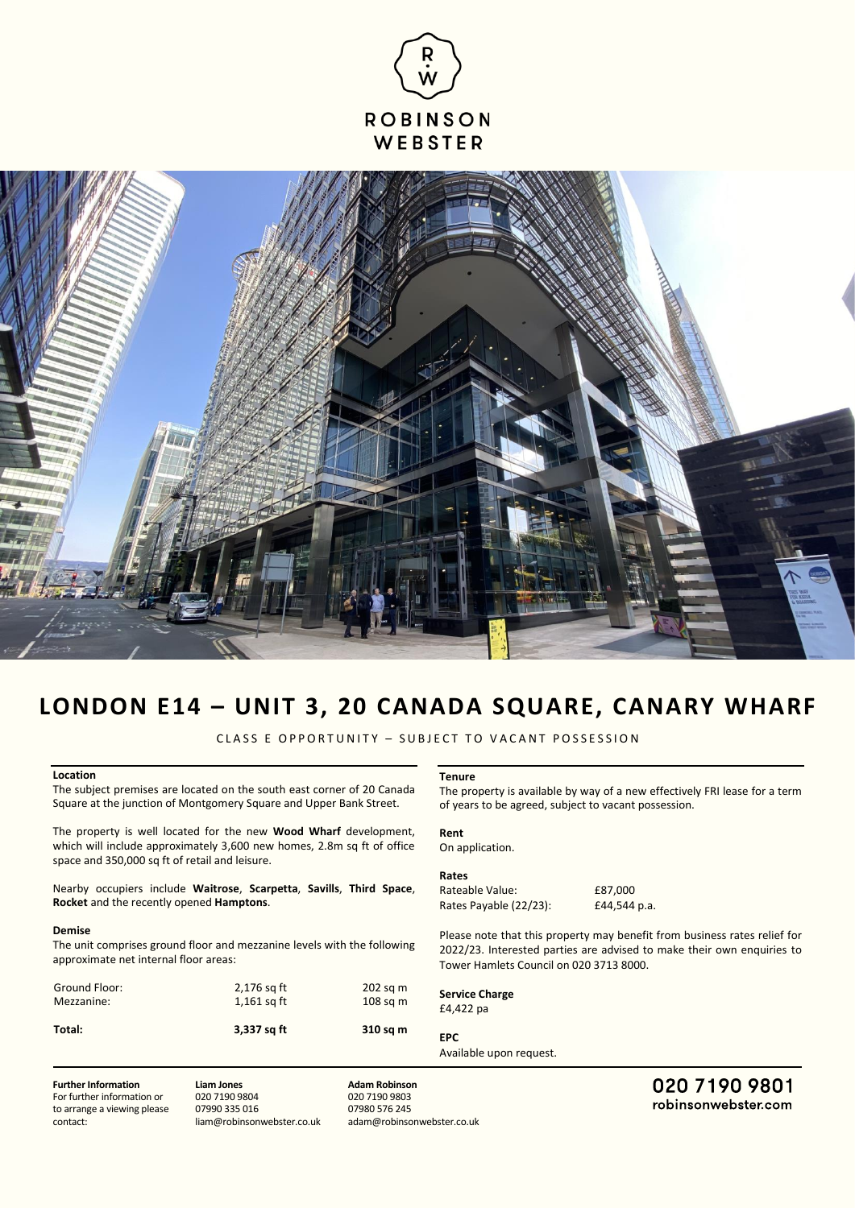ROBINSON WEBSTER

# LONDON E14 – UNIT 3, 20 CANADA SQUARE, CANARY WHARF

CLASS E OPPORTUNITY – SUBJECT TO VACANT POSSESSION

### Location

The subject premises are located on the south east corner of 20 Canada Square at the junction of Montgomery Square and Upper Bank Street.

The property is well located for the new **Wood Wharf** development, which will include approximately 3,600 new homes, 2.8m sq ft of office space and 350,000 sq ft of retail and leisure.

Nearby occupiers include **Waitrose**, **Scarpetta**, **Savills**, **Third Space**, **Rocket** and the recently opened **Hamptons**.

### Demise

The unit comprises ground floor and mezzanine levels with the following approximate net internal floor areas:

| | | |
|---|---|---|
| Ground Floor: | 2,176 sq ft | 202 sq m |
| Mezzanine: | 1,161 sq ft | 108 sq m |
| **Total:** | **3,337 sq ft** | **310 sq m** |

### Tenure

The property is available by way of a new effectively FRI lease for a term of years to be agreed, subject to vacant possession.

### Rent

On application.

### Rates

| | |
|---|---|
| Rateable Value: | £87,000 |
| Rates Payable (22/23): | £44,544 p.a. |

Please note that this property may benefit from business rates relief for 2022/23. Interested parties are advised to make their own enquiries to Tower Hamlets Council on 020 3713 8000.

### Service Charge

£4,422 pa

### EPC

Available upon request.

**Further Information**
For further information or to arrange a viewing please contact:

**Liam Jones**
020 7190 9804
07990 335 016
liam@robinsonwebster.co.uk

**Adam Robinson**
020 7190 9803
07980 576 245
adam@robinsonwebster.co.uk

020 7190 9801
robinsonwebster.com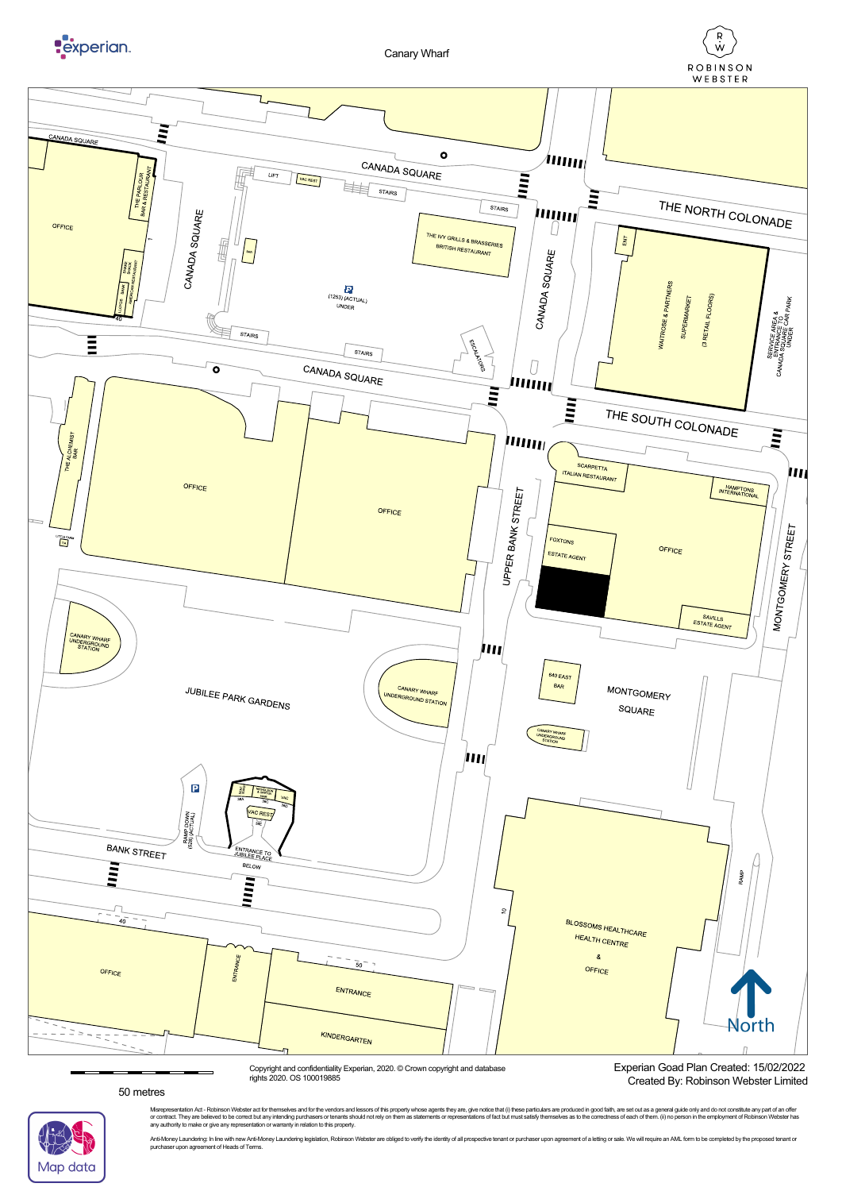Canary Wharf

ROBINSON WEBSTER

CANADA SQUARE

THE NORTH COLONADE

THE SOUTH COLONADE

UPPER BANK STREET

MONTGOMERY STREET

MONTGOMERY SQUARE

JUBILEE PARK GARDENS

BANK STREET

North

50 metres

Copyright and confidentiality Experian, 2020. © Crown copyright and database rights 2020. OS 100019885

Experian Goad Plan Created: 15/02/2022
Created By: Robinson Webster Limited

Map data

Misrepresentation Act - Robinson Webster act for themselves and for the vendors and lessors of this property whose agents they are, give notice that (i) these particulars are produced in good faith, are set out as a general guide only and do not constitute any part of an offer or contract. They are believed to be correct but any intending purchasers or tenants should not rely on them as statements or representations of fact but must satisfy themselves as to the correctness of each of them. (ii) no person in the employment of Robinson Webster has any authority to make or give any representation or warranty in relation to this property.

Anti-Money Laundering: In line with new Anti-Money Laundering legislation, Robinson Webster are obliged to verify the identity of all prospective tenant or purchaser upon agreement of a letting or sale. We will require an AML form to be completed by the proposed tenant or purchaser upon agreement of Heads of Terms.